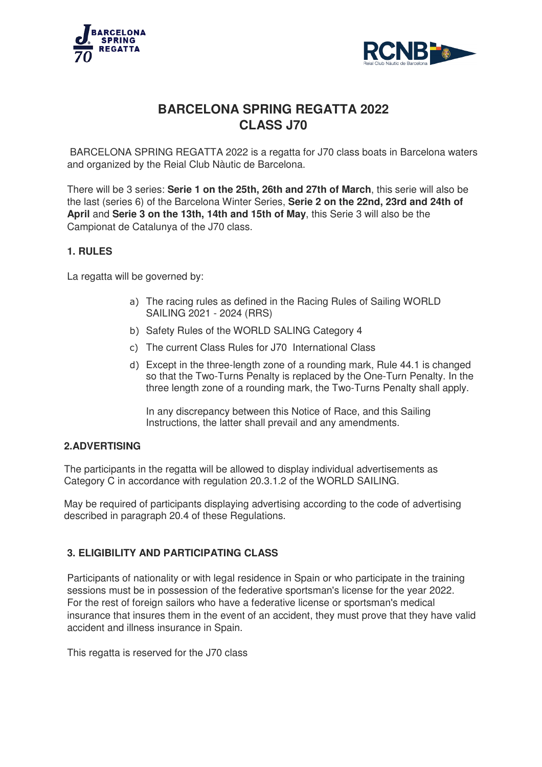# BARCELONA SPRING REGATTA 2022
# CLASS J70

BARCELONA SPRING REGATTA 2022 is a regatta for J70 class boats in Barcelona waters and organized by the Reial Club Nàutic de Barcelona.

There will be 3 series: **Serie 1 on the 25th, 26th and 27th of March**, this serie will also be the last (series 6) of the Barcelona Winter Series, **Serie 2 on the 22nd, 23rd and 24th of April** and **Serie 3 on the 13th, 14th and 15th of May**, this Serie 3 will also be the Campionat de Catalunya of the J70 class.

## 1. RULES

La regatta will be governed by:

a) The racing rules as defined in the Racing Rules of Sailing WORLD SAILING 2021 - 2024 (RRS)

b) Safety Rules of the WORLD SALING Category 4

c) The current Class Rules for J70 International Class

d) Except in the three-length zone of a rounding mark, Rule 44.1 is changed so that the Two-Turns Penalty is replaced by the One-Turn Penalty. In the three length zone of a rounding mark, the Two-Turns Penalty shall apply.

In any discrepancy between this Notice of Race, and this Sailing Instructions, the latter shall prevail and any amendments.

## 2.ADVERTISING

The participants in the regatta will be allowed to display individual advertisements as Category C in accordance with regulation 20.3.1.2 of the WORLD SAILING.

May be required of participants displaying advertising according to the code of advertising described in paragraph 20.4 of these Regulations.

## 3. ELIGIBILITY AND PARTICIPATING CLASS

Participants of nationality or with legal residence in Spain or who participate in the training sessions must be in possession of the federative sportsman's license for the year 2022. For the rest of foreign sailors who have a federative license or sportsman's medical insurance that insures them in the event of an accident, they must prove that they have valid accident and illness insurance in Spain.

This regatta is reserved for the J70 class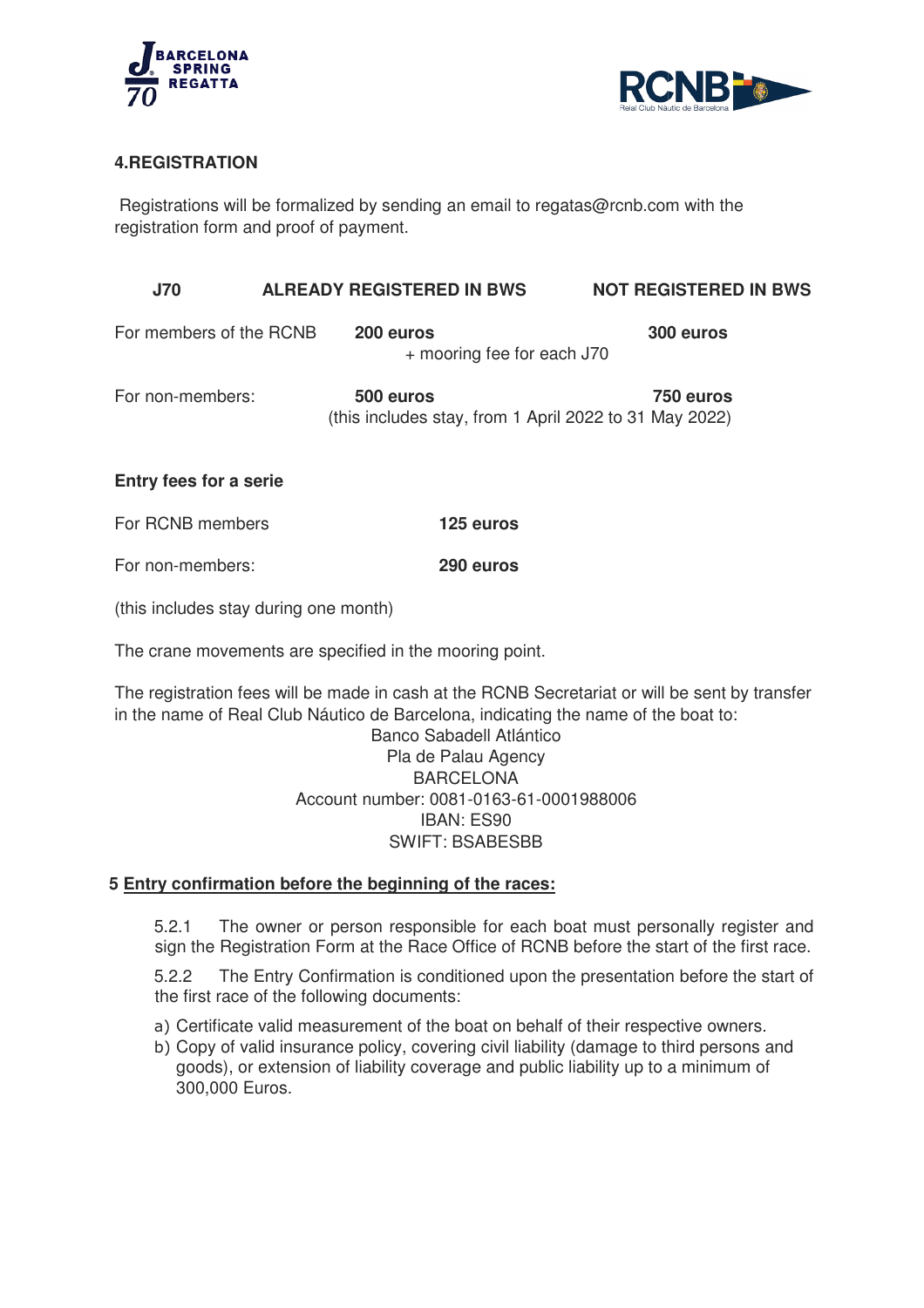## 4.REGISTRATION

Registrations will be formalized by sending an email to regatas@rcnb.com with the registration form and proof of payment.

| J70 | ALREADY REGISTERED IN BWS | NOT REGISTERED IN BWS |
|---|---|---|
| For members of the RCNB | **200 euros** + mooring fee for each J70 | **300 euros** |
| For non-members: | **500 euros** | **750 euros** |

(this includes stay, from 1 April 2022 to 31 May 2022)

**Entry fees for a serie**

| | |
|---|---|
| For RCNB members | **125 euros** |
| For non-members: | **290 euros** |

(this includes stay during one month)

The crane movements are specified in the mooring point.

The registration fees will be made in cash at the RCNB Secretariat or will be sent by transfer in the name of Real Club Náutico de Barcelona, indicating the name of the boat to:

Banco Sabadell Atlántico
Pla de Palau Agency
BARCELONA
Account number: 0081-0163-61-0001988006
IBAN: ES90
SWIFT: BSABESBB

## 5 Entry confirmation before the beginning of the races:

5.2.1 The owner or person responsible for each boat must personally register and sign the Registration Form at the Race Office of RCNB before the start of the first race.

5.2.2 The Entry Confirmation is conditioned upon the presentation before the start of the first race of the following documents:

a) Certificate valid measurement of the boat on behalf of their respective owners.
b) Copy of valid insurance policy, covering civil liability (damage to third persons and goods), or extension of liability coverage and public liability up to a minimum of 300,000 Euros.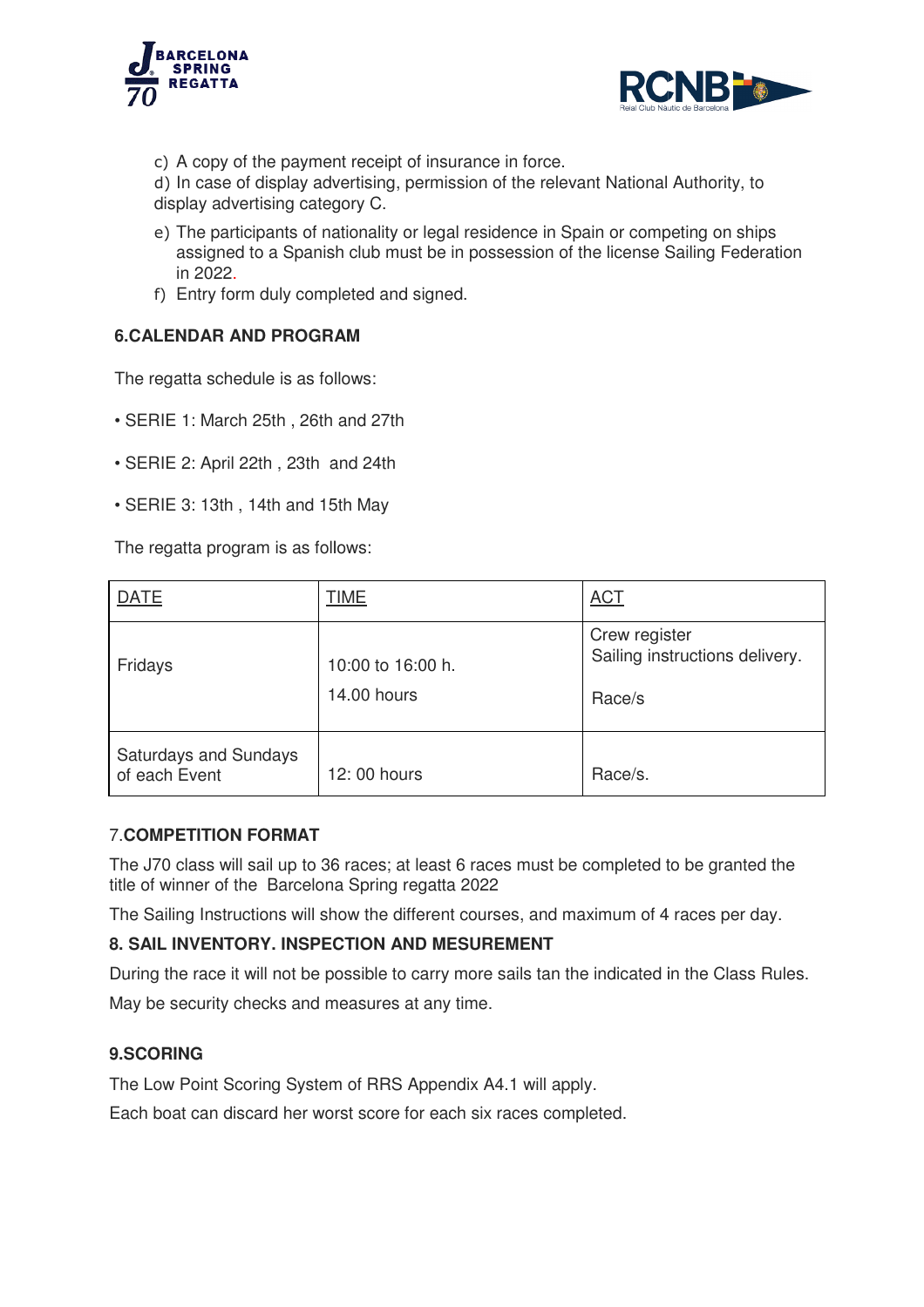c) A copy of the payment receipt of insurance in force.
d) In case of display advertising, permission of the relevant National Authority, to display advertising category C.
e) The participants of nationality or legal residence in Spain or competing on ships assigned to a Spanish club must be in possession of the license Sailing Federation in 2022.
f) Entry form duly completed and signed.

## 6.CALENDAR AND PROGRAM

The regatta schedule is as follows:

• SERIE 1: March 25th , 26th and 27th

• SERIE 2: April 22th , 23th and 24th

• SERIE 3: 13th , 14th and 15th May

The regatta program is as follows:

| DATE | TIME | ACT |
|---|---|---|
| Fridays | 10:00 to 16:00 h.<br>14.00 hours | Crew register<br>Sailing instructions delivery.<br>Race/s |
| Saturdays and Sundays of each Event | 12: 00 hours | Race/s. |

## 7.COMPETITION FORMAT

The J70 class will sail up to 36 races; at least 6 races must be completed to be granted the title of winner of the Barcelona Spring regatta 2022

The Sailing Instructions will show the different courses, and maximum of 4 races per day.

## 8. SAIL INVENTORY. INSPECTION AND MESUREMENT

During the race it will not be possible to carry more sails tan the indicated in the Class Rules.

May be security checks and measures at any time.

## 9.SCORING

The Low Point Scoring System of RRS Appendix A4.1 will apply.

Each boat can discard her worst score for each six races completed.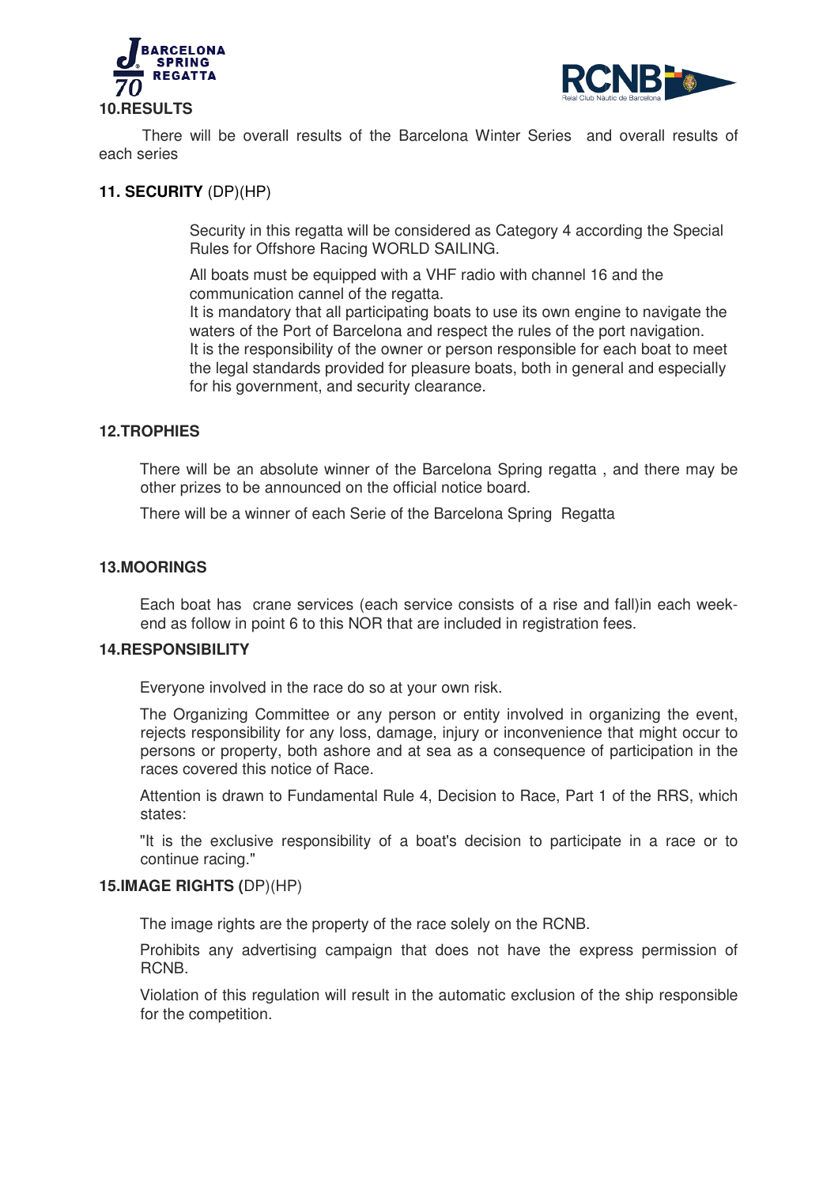## 10.RESULTS

There will be overall results of the Barcelona Winter Series and overall results of each series

## 11. SECURITY (DP)(HP)

Security in this regatta will be considered as Category 4 according the Special Rules for Offshore Racing WORLD SAILING.

All boats must be equipped with a VHF radio with channel 16 and the communication cannel of the regatta.
It is mandatory that all participating boats to use its own engine to navigate the waters of the Port of Barcelona and respect the rules of the port navigation.
It is the responsibility of the owner or person responsible for each boat to meet the legal standards provided for pleasure boats, both in general and especially for his government, and security clearance.

## 12.TROPHIES

There will be an absolute winner of the Barcelona Spring regatta , and there may be other prizes to be announced on the official notice board.

There will be a winner of each Serie of the Barcelona Spring Regatta

## 13.MOORINGS

Each boat has crane services (each service consists of a rise and fall)in each week-end as follow in point 6 to this NOR that are included in registration fees.

## 14.RESPONSIBILITY

Everyone involved in the race do so at your own risk.

The Organizing Committee or any person or entity involved in organizing the event, rejects responsibility for any loss, damage, injury or inconvenience that might occur to persons or property, both ashore and at sea as a consequence of participation in the races covered this notice of Race.

Attention is drawn to Fundamental Rule 4, Decision to Race, Part 1 of the RRS, which states:

"It is the exclusive responsibility of a boat's decision to participate in a race or to continue racing."

## 15.IMAGE RIGHTS (DP)(HP)

The image rights are the property of the race solely on the RCNB.

Prohibits any advertising campaign that does not have the express permission of RCNB.

Violation of this regulation will result in the automatic exclusion of the ship responsible for the competition.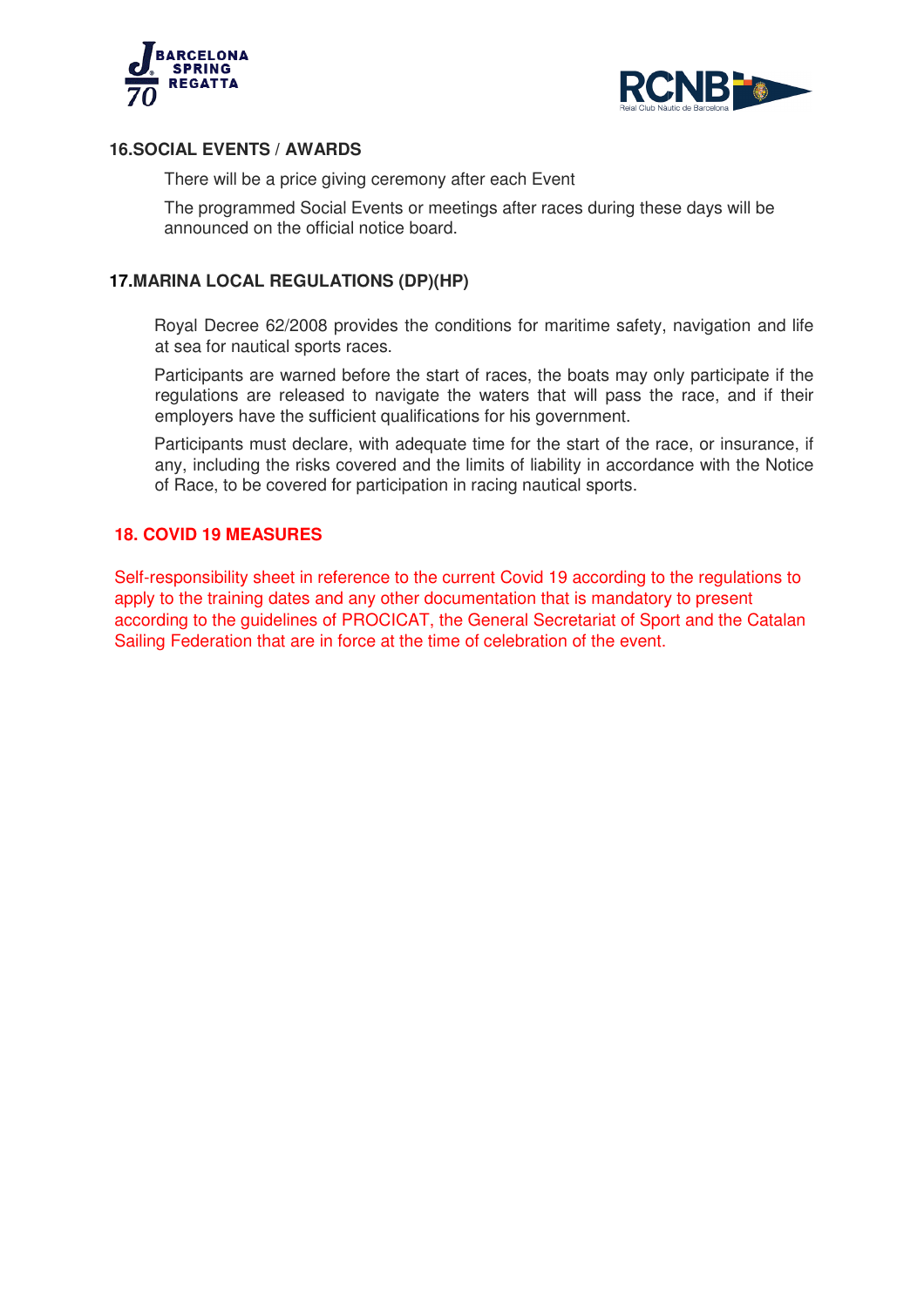## 16.SOCIAL EVENTS / AWARDS

There will be a price giving ceremony after each Event

The programmed Social Events or meetings after races during these days will be announced on the official notice board.

## 17.MARINA LOCAL REGULATIONS (DP)(HP)

Royal Decree 62/2008 provides the conditions for maritime safety, navigation and life at sea for nautical sports races.

Participants are warned before the start of races, the boats may only participate if the regulations are released to navigate the waters that will pass the race, and if their employers have the sufficient qualifications for his government.

Participants must declare, with adequate time for the start of the race, or insurance, if any, including the risks covered and the limits of liability in accordance with the Notice of Race, to be covered for participation in racing nautical sports.

## 18. COVID 19 MEASURES

Self-responsibility sheet in reference to the current Covid 19 according to the regulations to apply to the training dates and any other documentation that is mandatory to present according to the guidelines of PROCICAT, the General Secretariat of Sport and the Catalan Sailing Federation that are in force at the time of celebration of the event.